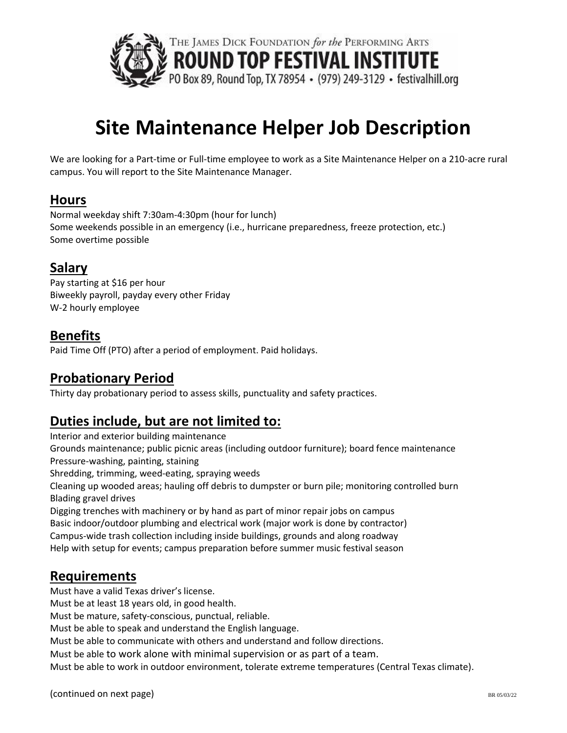THE JAMES DICK FOUNDATION *for the* PERFORMING ARTS
**ROUND TOP FESTIVAL INSTITUTE**
PO Box 89, Round Top, TX 78954 • (979) 249-3129 • festivalhill.org

# Site Maintenance Helper Job Description

We are looking for a Part-time or Full-time employee to work as a Site Maintenance Helper on a 210-acre rural campus. You will report to the Site Maintenance Manager.

## Hours

Normal weekday shift 7:30am-4:30pm (hour for lunch)
Some weekends possible in an emergency (i.e., hurricane preparedness, freeze protection, etc.)
Some overtime possible

## Salary

Pay starting at $16 per hour
Biweekly payroll, payday every other Friday
W-2 hourly employee

## Benefits

Paid Time Off (PTO) after a period of employment. Paid holidays.

## Probationary Period

Thirty day probationary period to assess skills, punctuality and safety practices.

## Duties include, but are not limited to:

Interior and exterior building maintenance
Grounds maintenance; public picnic areas (including outdoor furniture); board fence maintenance
Pressure-washing, painting, staining
Shredding, trimming, weed-eating, spraying weeds
Cleaning up wooded areas; hauling off debris to dumpster or burn pile; monitoring controlled burn
Blading gravel drives
Digging trenches with machinery or by hand as part of minor repair jobs on campus
Basic indoor/outdoor plumbing and electrical work (major work is done by contractor)
Campus-wide trash collection including inside buildings, grounds and along roadway
Help with setup for events; campus preparation before summer music festival season

## Requirements

Must have a valid Texas driver's license.
Must be at least 18 years old, in good health.
Must be mature, safety-conscious, punctual, reliable.
Must be able to speak and understand the English language.
Must be able to communicate with others and understand and follow directions.
Must be able to work alone with minimal supervision or as part of a team.
Must be able to work in outdoor environment, tolerate extreme temperatures (Central Texas climate).

(continued on next page)

BR 05/03/22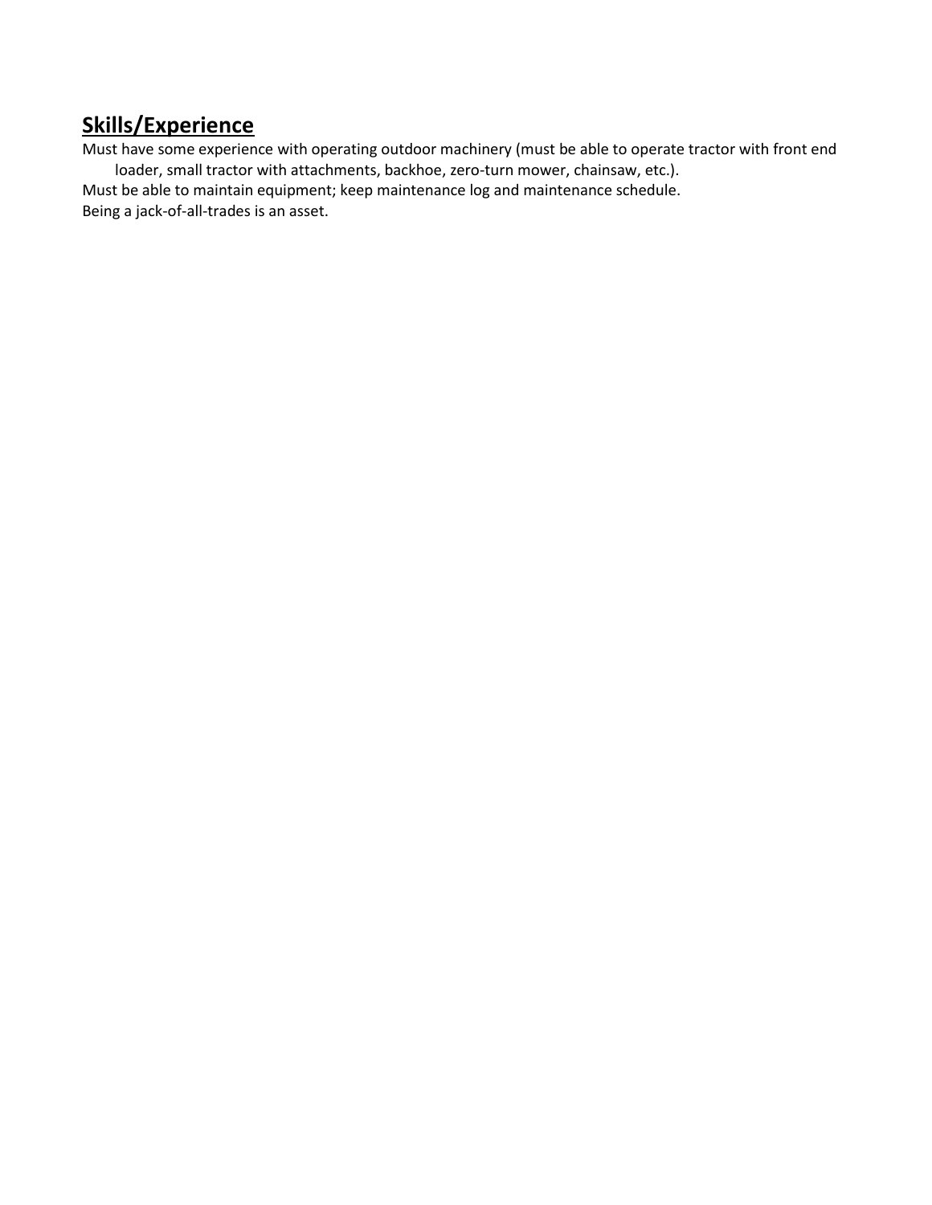## **Skills/Experience**

Must have some experience with operating outdoor machinery (must be able to operate tractor with front end loader, small tractor with attachments, backhoe, zero-turn mower, chainsaw, etc.).

Must be able to maintain equipment; keep maintenance log and maintenance schedule.

Being a jack-of-all-trades is an asset.